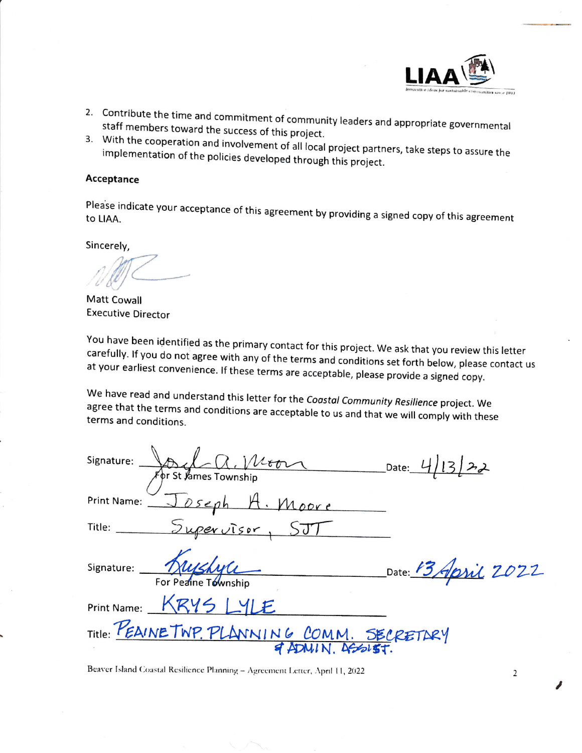2. Contribute the time and commitment of community leaders and appropriate governmental staff members toward the success of this project.
3. With the cooperation and involvement of all local project partners, take steps to assure the implementation of the policies developed through this project.

**Acceptance**

Please indicate your acceptance of this agreement by providing a signed copy of this agreement to LIAA.

Sincerely,

Matt Cowall
Executive Director

You have been identified as the primary contact for this project. We ask that you review this letter carefully. If you do not agree with any of the terms and conditions set forth below, please contact us at your earliest convenience. If these terms are acceptable, please provide a signed copy.

We have read and understand this letter for the *Coastal Community Resilience* project. We agree that the terms and conditions are acceptable to us and that we will comply with these terms and conditions.

Signature: Joseph A. Moore Date: 4/13/22
For St James Township

Print Name: Joseph A. Moore

Title: Supervisor, SJT

Signature: Kryslyle Date: 13 April 2022
For Peaine Township

Print Name: KRYS LYLE

Title: PEAINE TWP. PLANNING COMM. SECRETARY & ADMIN. ASSIST.

Beaver Island Coastal Resilience Planning – Agreement Letter, April 11, 2022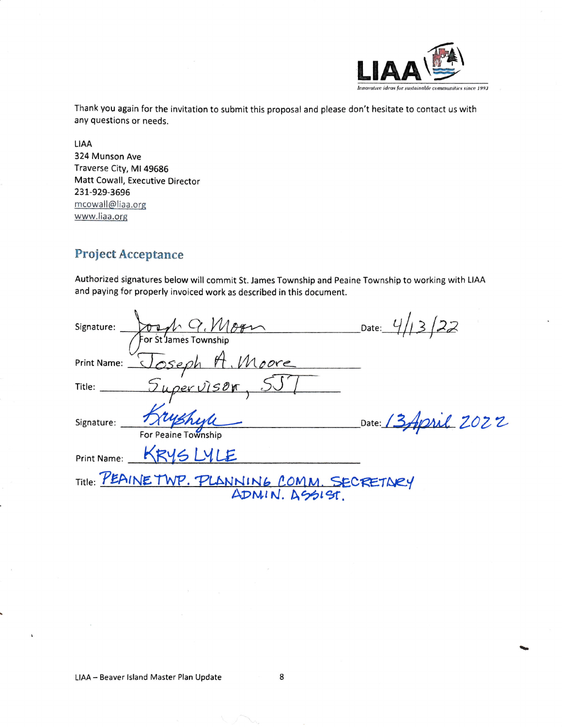LIAA

*Innovative ideas for sustainable communities since 1993*

Thank you again for the invitation to submit this proposal and please don't hesitate to contact us with any questions or needs.

LIAA
324 Munson Ave
Traverse City, MI 49686
Matt Cowall, Executive Director
231-929-3696
mcowall@liaa.org
www.liaa.org

## Project Acceptance

Authorized signatures below will commit St. James Township and Peaine Township to working with LIAA and paying for properly invoiced work as described in this document.

Signature: Joseph A. Moore Date: 4/13/22
For St James Township

Print Name: Joseph A. Moore

Title: Supervisor, SJT

Signature: Krys Lyle Date: 13 April 2022
For Peaine Township

Print Name: KRYS LYLE

Title: PEAINE TWP. PLANNING COMM. SECRETARY
ADMIN. ASSIST.